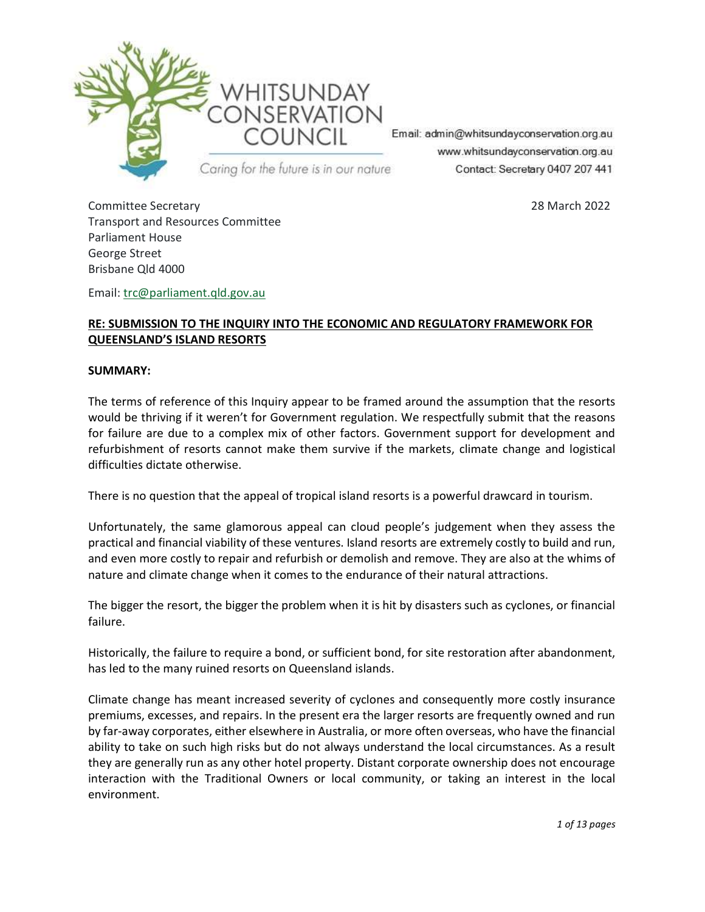WHITSUNDAY CONSERVATION COUNCIL

Caring for the future is in our nature

Email: admin@whitsundayconservation.org.au
www.whitsundayconservation.org.au
Contact: Secretary 0407 207 441

Committee Secretary
Transport and Resources Committee
Parliament House
George Street
Brisbane Qld 4000

28 March 2022

Email: trc@parliament.qld.gov.au

**RE: SUBMISSION TO THE INQUIRY INTO THE ECONOMIC AND REGULATORY FRAMEWORK FOR QUEENSLAND'S ISLAND RESORTS**

**SUMMARY:**

The terms of reference of this Inquiry appear to be framed around the assumption that the resorts would be thriving if it weren't for Government regulation. We respectfully submit that the reasons for failure are due to a complex mix of other factors. Government support for development and refurbishment of resorts cannot make them survive if the markets, climate change and logistical difficulties dictate otherwise.

There is no question that the appeal of tropical island resorts is a powerful drawcard in tourism.

Unfortunately, the same glamorous appeal can cloud people's judgement when they assess the practical and financial viability of these ventures. Island resorts are extremely costly to build and run, and even more costly to repair and refurbish or demolish and remove. They are also at the whims of nature and climate change when it comes to the endurance of their natural attractions.

The bigger the resort, the bigger the problem when it is hit by disasters such as cyclones, or financial failure.

Historically, the failure to require a bond, or sufficient bond, for site restoration after abandonment, has led to the many ruined resorts on Queensland islands.

Climate change has meant increased severity of cyclones and consequently more costly insurance premiums, excesses, and repairs. In the present era the larger resorts are frequently owned and run by far-away corporates, either elsewhere in Australia, or more often overseas, who have the financial ability to take on such high risks but do not always understand the local circumstances. As a result they are generally run as any other hotel property. Distant corporate ownership does not encourage interaction with the Traditional Owners or local community, or taking an interest in the local environment.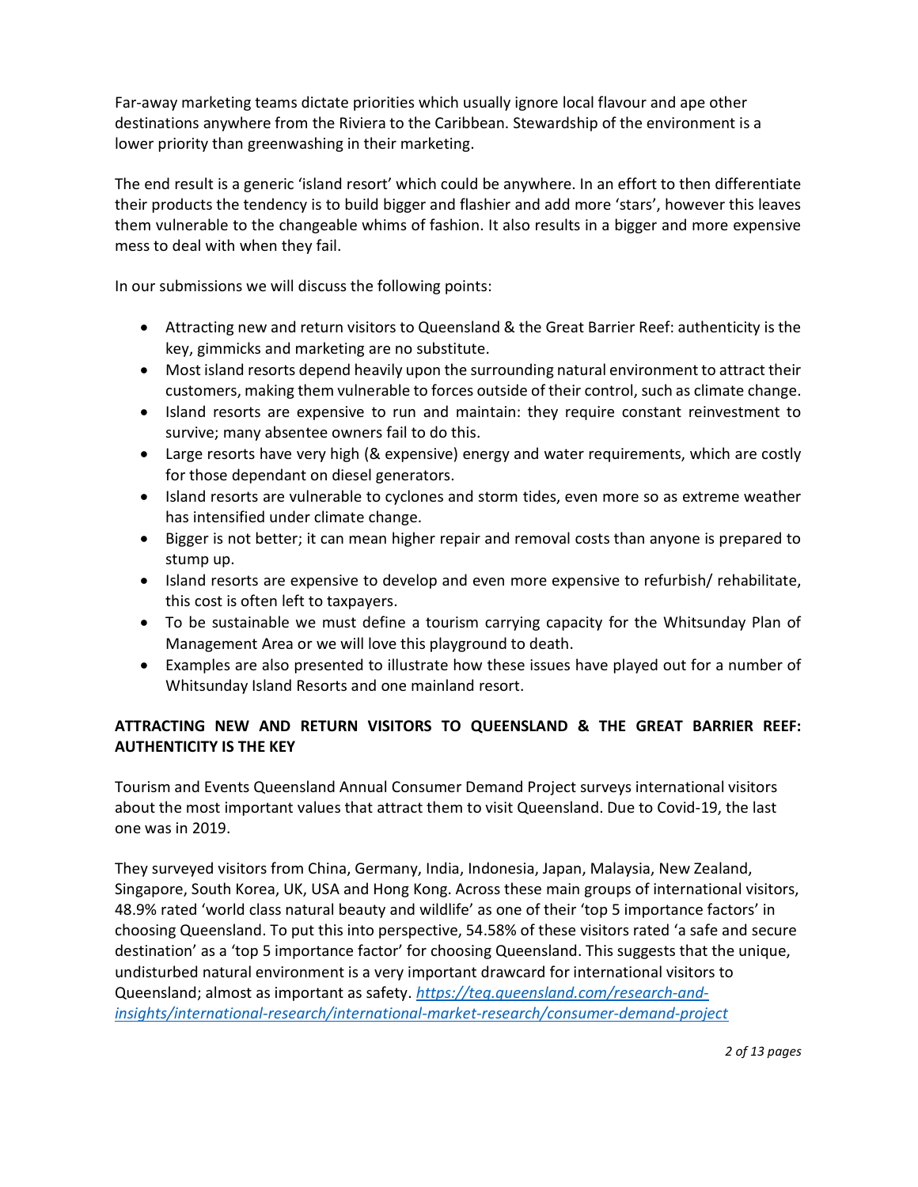Far-away marketing teams dictate priorities which usually ignore local flavour and ape other destinations anywhere from the Riviera to the Caribbean. Stewardship of the environment is a lower priority than greenwashing in their marketing.

The end result is a generic 'island resort' which could be anywhere. In an effort to then differentiate their products the tendency is to build bigger and flashier and add more 'stars', however this leaves them vulnerable to the changeable whims of fashion. It also results in a bigger and more expensive mess to deal with when they fail.

In our submissions we will discuss the following points:

- Attracting new and return visitors to Queensland & the Great Barrier Reef: authenticity is the key, gimmicks and marketing are no substitute.
- Most island resorts depend heavily upon the surrounding natural environment to attract their customers, making them vulnerable to forces outside of their control, such as climate change.
- Island resorts are expensive to run and maintain: they require constant reinvestment to survive; many absentee owners fail to do this.
- Large resorts have very high (& expensive) energy and water requirements, which are costly for those dependant on diesel generators.
- Island resorts are vulnerable to cyclones and storm tides, even more so as extreme weather has intensified under climate change.
- Bigger is not better; it can mean higher repair and removal costs than anyone is prepared to stump up.
- Island resorts are expensive to develop and even more expensive to refurbish/ rehabilitate, this cost is often left to taxpayers.
- To be sustainable we must define a tourism carrying capacity for the Whitsunday Plan of Management Area or we will love this playground to death.
- Examples are also presented to illustrate how these issues have played out for a number of Whitsunday Island Resorts and one mainland resort.

## ATTRACTING NEW AND RETURN VISITORS TO QUEENSLAND & THE GREAT BARRIER REEF: AUTHENTICITY IS THE KEY

Tourism and Events Queensland Annual Consumer Demand Project surveys international visitors about the most important values that attract them to visit Queensland. Due to Covid-19, the last one was in 2019.

They surveyed visitors from China, Germany, India, Indonesia, Japan, Malaysia, New Zealand, Singapore, South Korea, UK, USA and Hong Kong. Across these main groups of international visitors, 48.9% rated 'world class natural beauty and wildlife' as one of their 'top 5 importance factors' in choosing Queensland. To put this into perspective, 54.58% of these visitors rated 'a safe and secure destination' as a 'top 5 importance factor' for choosing Queensland. This suggests that the unique, undisturbed natural environment is a very important drawcard for international visitors to Queensland; almost as important as safety. *https://teq.queensland.com/research-and-insights/international-research/international-market-research/consumer-demand-project*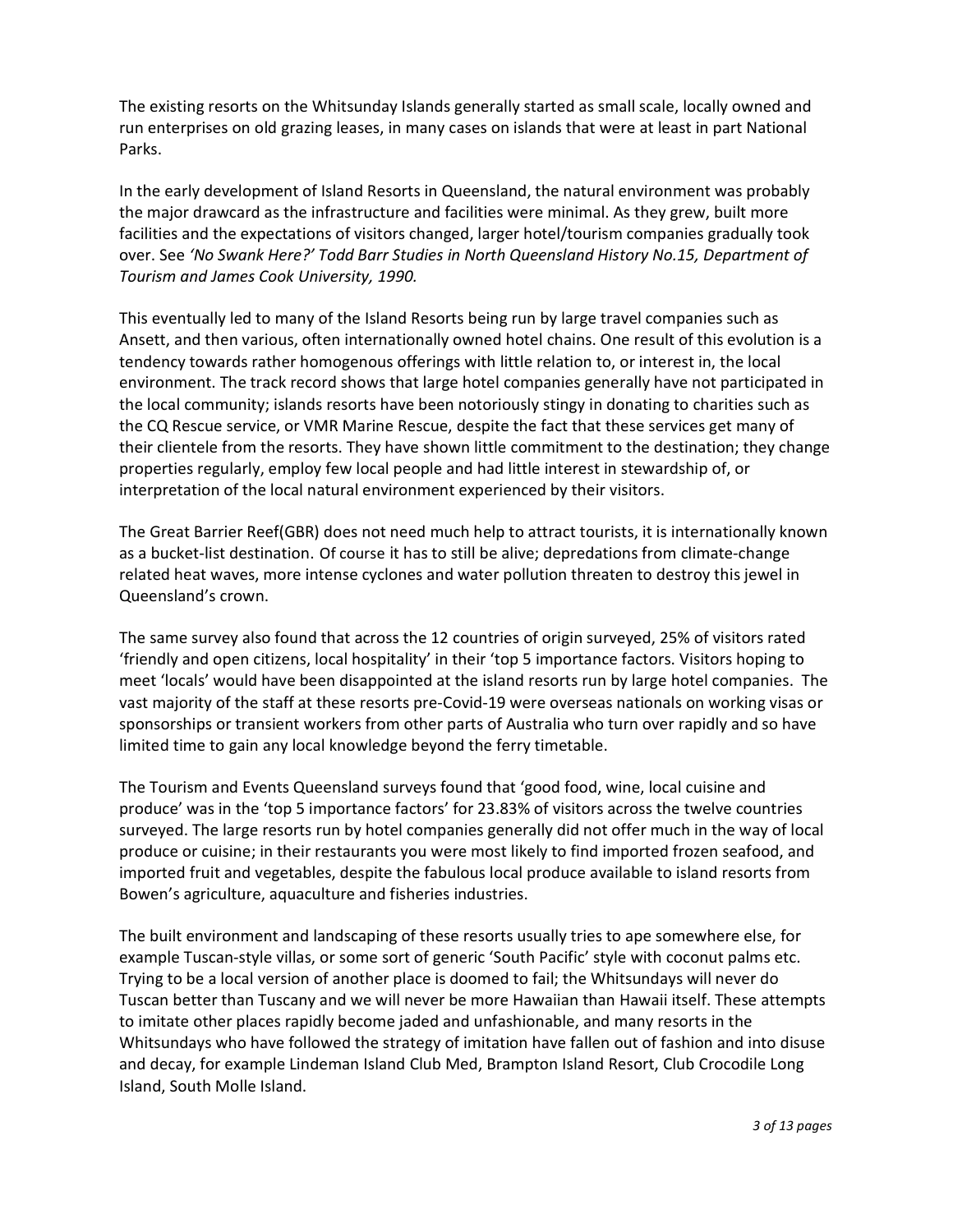The existing resorts on the Whitsunday Islands generally started as small scale, locally owned and run enterprises on old grazing leases, in many cases on islands that were at least in part National Parks.

In the early development of Island Resorts in Queensland, the natural environment was probably the major drawcard as the infrastructure and facilities were minimal. As they grew, built more facilities and the expectations of visitors changed, larger hotel/tourism companies gradually took over. See *'No Swank Here?' Todd Barr Studies in North Queensland History No.15, Department of Tourism and James Cook University, 1990.*

This eventually led to many of the Island Resorts being run by large travel companies such as Ansett, and then various, often internationally owned hotel chains. One result of this evolution is a tendency towards rather homogenous offerings with little relation to, or interest in, the local environment. The track record shows that large hotel companies generally have not participated in the local community; islands resorts have been notoriously stingy in donating to charities such as the CQ Rescue service, or VMR Marine Rescue, despite the fact that these services get many of their clientele from the resorts. They have shown little commitment to the destination; they change properties regularly, employ few local people and had little interest in stewardship of, or interpretation of the local natural environment experienced by their visitors.

The Great Barrier Reef(GBR) does not need much help to attract tourists, it is internationally known as a bucket-list destination. Of course it has to still be alive; depredations from climate-change related heat waves, more intense cyclones and water pollution threaten to destroy this jewel in Queensland's crown.

The same survey also found that across the 12 countries of origin surveyed, 25% of visitors rated 'friendly and open citizens, local hospitality' in their 'top 5 importance factors. Visitors hoping to meet 'locals' would have been disappointed at the island resorts run by large hotel companies. The vast majority of the staff at these resorts pre-Covid-19 were overseas nationals on working visas or sponsorships or transient workers from other parts of Australia who turn over rapidly and so have limited time to gain any local knowledge beyond the ferry timetable.

The Tourism and Events Queensland surveys found that 'good food, wine, local cuisine and produce' was in the 'top 5 importance factors' for 23.83% of visitors across the twelve countries surveyed. The large resorts run by hotel companies generally did not offer much in the way of local produce or cuisine; in their restaurants you were most likely to find imported frozen seafood, and imported fruit and vegetables, despite the fabulous local produce available to island resorts from Bowen's agriculture, aquaculture and fisheries industries.

The built environment and landscaping of these resorts usually tries to ape somewhere else, for example Tuscan-style villas, or some sort of generic 'South Pacific' style with coconut palms etc. Trying to be a local version of another place is doomed to fail; the Whitsundays will never do Tuscan better than Tuscany and we will never be more Hawaiian than Hawaii itself. These attempts to imitate other places rapidly become jaded and unfashionable, and many resorts in the Whitsundays who have followed the strategy of imitation have fallen out of fashion and into disuse and decay, for example Lindeman Island Club Med, Brampton Island Resort, Club Crocodile Long Island, South Molle Island.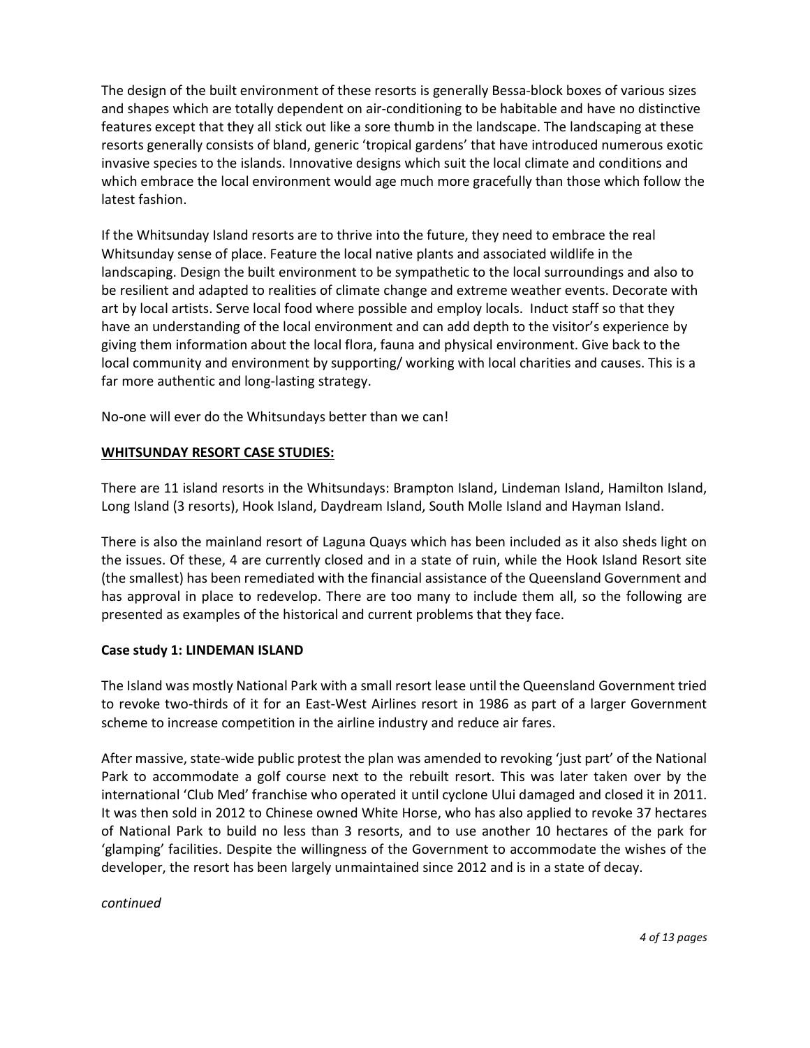The design of the built environment of these resorts is generally Bessa-block boxes of various sizes and shapes which are totally dependent on air-conditioning to be habitable and have no distinctive features except that they all stick out like a sore thumb in the landscape. The landscaping at these resorts generally consists of bland, generic 'tropical gardens' that have introduced numerous exotic invasive species to the islands. Innovative designs which suit the local climate and conditions and which embrace the local environment would age much more gracefully than those which follow the latest fashion.

If the Whitsunday Island resorts are to thrive into the future, they need to embrace the real Whitsunday sense of place. Feature the local native plants and associated wildlife in the landscaping. Design the built environment to be sympathetic to the local surroundings and also to be resilient and adapted to realities of climate change and extreme weather events. Decorate with art by local artists. Serve local food where possible and employ locals. Induct staff so that they have an understanding of the local environment and can add depth to the visitor's experience by giving them information about the local flora, fauna and physical environment. Give back to the local community and environment by supporting/ working with local charities and causes. This is a far more authentic and long-lasting strategy.

No-one will ever do the Whitsundays better than we can!

## WHITSUNDAY RESORT CASE STUDIES:

There are 11 island resorts in the Whitsundays: Brampton Island, Lindeman Island, Hamilton Island, Long Island (3 resorts), Hook Island, Daydream Island, South Molle Island and Hayman Island.

There is also the mainland resort of Laguna Quays which has been included as it also sheds light on the issues. Of these, 4 are currently closed and in a state of ruin, while the Hook Island Resort site (the smallest) has been remediated with the financial assistance of the Queensland Government and has approval in place to redevelop. There are too many to include them all, so the following are presented as examples of the historical and current problems that they face.

### Case study 1: LINDEMAN ISLAND

The Island was mostly National Park with a small resort lease until the Queensland Government tried to revoke two-thirds of it for an East-West Airlines resort in 1986 as part of a larger Government scheme to increase competition in the airline industry and reduce air fares.

After massive, state-wide public protest the plan was amended to revoking 'just part' of the National Park to accommodate a golf course next to the rebuilt resort. This was later taken over by the international 'Club Med' franchise who operated it until cyclone Ului damaged and closed it in 2011. It was then sold in 2012 to Chinese owned White Horse, who has also applied to revoke 37 hectares of National Park to build no less than 3 resorts, and to use another 10 hectares of the park for 'glamping' facilities. Despite the willingness of the Government to accommodate the wishes of the developer, the resort has been largely unmaintained since 2012 and is in a state of decay.

*continued*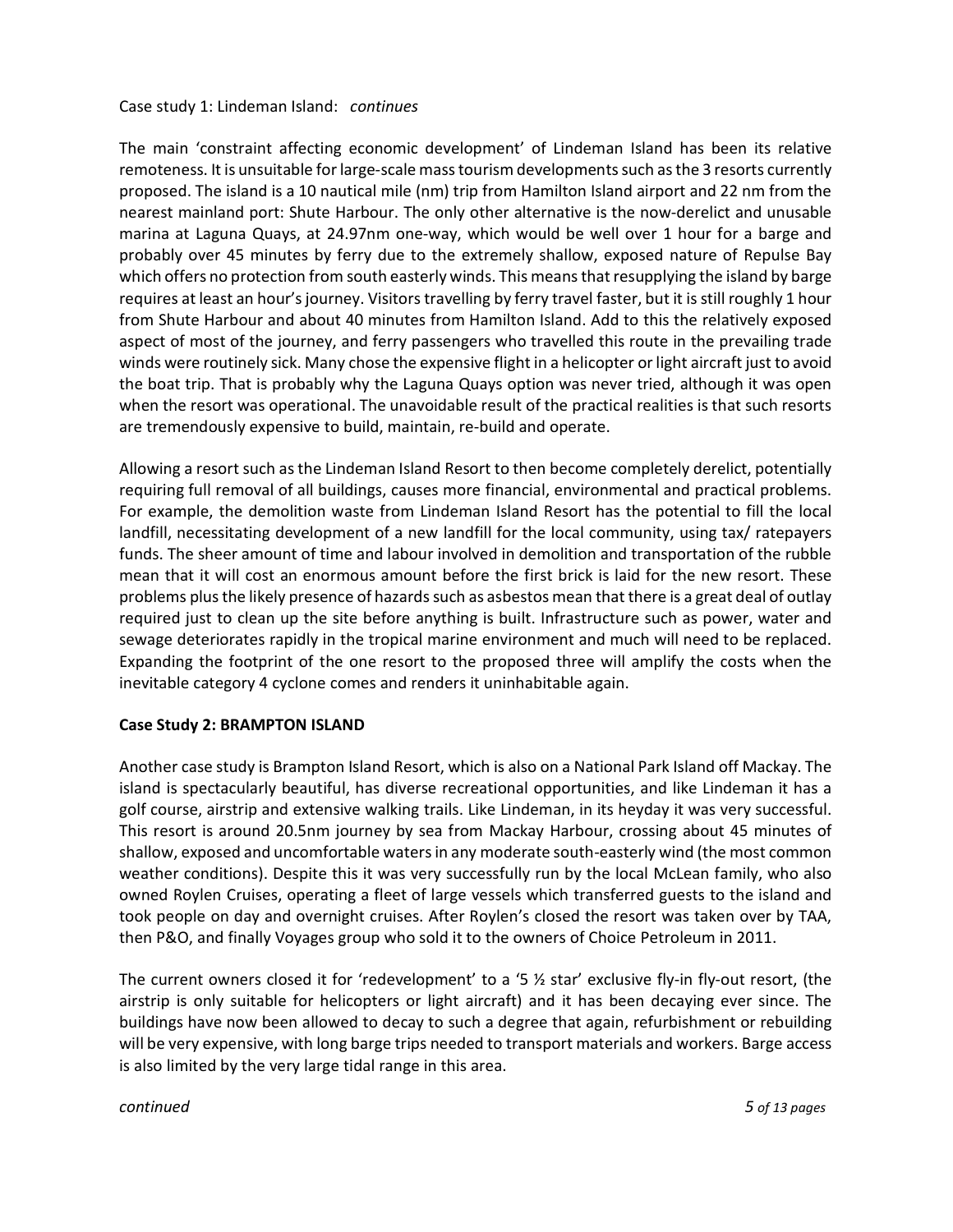Case study 1: Lindeman Island: *continues*

The main 'constraint affecting economic development' of Lindeman Island has been its relative remoteness. It is unsuitable for large-scale mass tourism developments such as the 3 resorts currently proposed. The island is a 10 nautical mile (nm) trip from Hamilton Island airport and 22 nm from the nearest mainland port: Shute Harbour. The only other alternative is the now-derelict and unusable marina at Laguna Quays, at 24.97nm one-way, which would be well over 1 hour for a barge and probably over 45 minutes by ferry due to the extremely shallow, exposed nature of Repulse Bay which offers no protection from south easterly winds. This means that resupplying the island by barge requires at least an hour's journey. Visitors travelling by ferry travel faster, but it is still roughly 1 hour from Shute Harbour and about 40 minutes from Hamilton Island. Add to this the relatively exposed aspect of most of the journey, and ferry passengers who travelled this route in the prevailing trade winds were routinely sick. Many chose the expensive flight in a helicopter or light aircraft just to avoid the boat trip. That is probably why the Laguna Quays option was never tried, although it was open when the resort was operational. The unavoidable result of the practical realities is that such resorts are tremendously expensive to build, maintain, re-build and operate.

Allowing a resort such as the Lindeman Island Resort to then become completely derelict, potentially requiring full removal of all buildings, causes more financial, environmental and practical problems. For example, the demolition waste from Lindeman Island Resort has the potential to fill the local landfill, necessitating development of a new landfill for the local community, using tax/ ratepayers funds. The sheer amount of time and labour involved in demolition and transportation of the rubble mean that it will cost an enormous amount before the first brick is laid for the new resort. These problems plus the likely presence of hazards such as asbestos mean that there is a great deal of outlay required just to clean up the site before anything is built. Infrastructure such as power, water and sewage deteriorates rapidly in the tropical marine environment and much will need to be replaced. Expanding the footprint of the one resort to the proposed three will amplify the costs when the inevitable category 4 cyclone comes and renders it uninhabitable again.

**Case Study 2: BRAMPTON ISLAND**

Another case study is Brampton Island Resort, which is also on a National Park Island off Mackay. The island is spectacularly beautiful, has diverse recreational opportunities, and like Lindeman it has a golf course, airstrip and extensive walking trails. Like Lindeman, in its heyday it was very successful. This resort is around 20.5nm journey by sea from Mackay Harbour, crossing about 45 minutes of shallow, exposed and uncomfortable waters in any moderate south-easterly wind (the most common weather conditions). Despite this it was very successfully run by the local McLean family, who also owned Roylen Cruises, operating a fleet of large vessels which transferred guests to the island and took people on day and overnight cruises. After Roylen's closed the resort was taken over by TAA, then P&O, and finally Voyages group who sold it to the owners of Choice Petroleum in 2011.

The current owners closed it for 'redevelopment' to a '5 ½ star' exclusive fly-in fly-out resort, (the airstrip is only suitable for helicopters or light aircraft) and it has been decaying ever since. The buildings have now been allowed to decay to such a degree that again, refurbishment or rebuilding will be very expensive, with long barge trips needed to transport materials and workers. Barge access is also limited by the very large tidal range in this area.

*continued*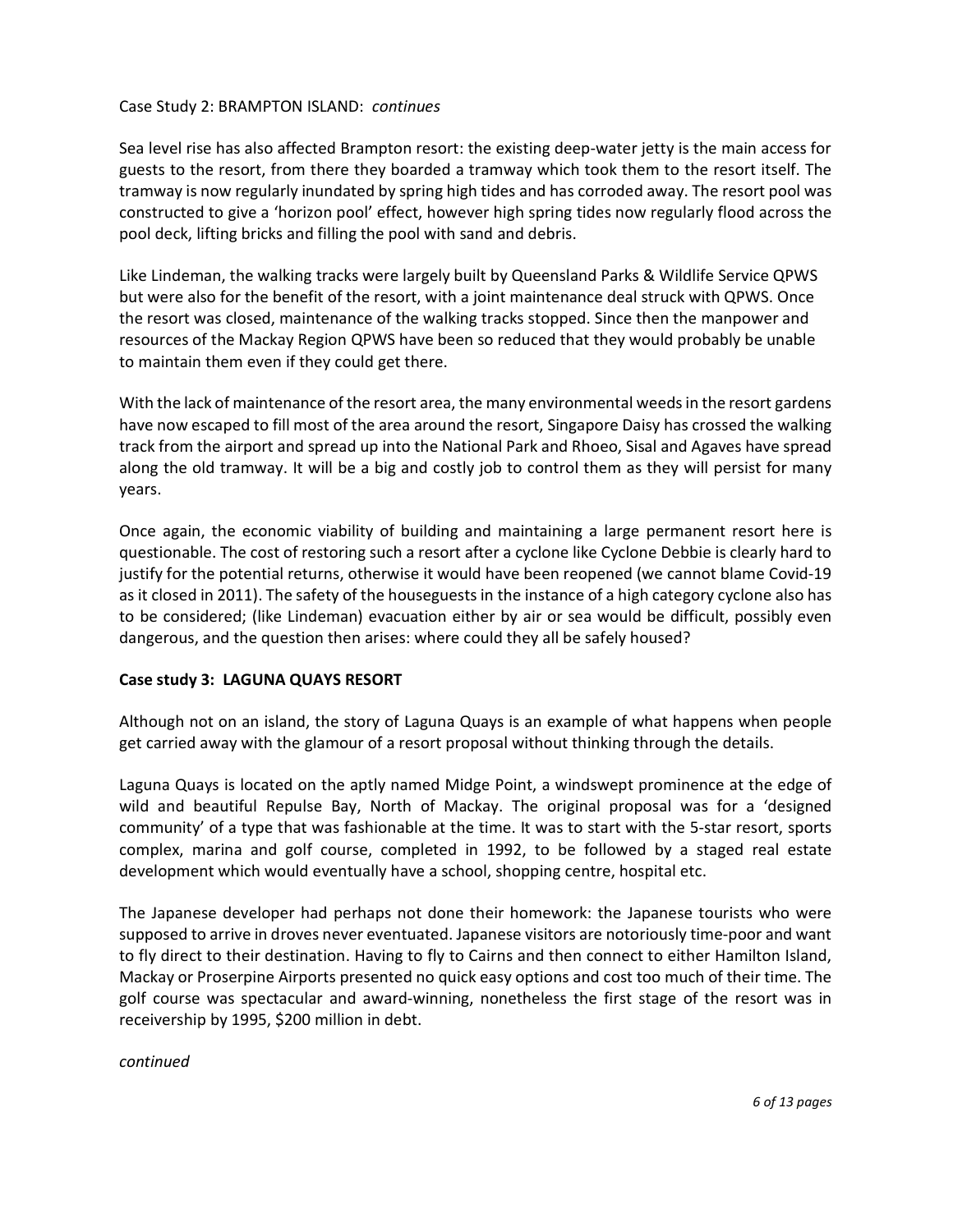Case Study 2: BRAMPTON ISLAND: *continues*

Sea level rise has also affected Brampton resort: the existing deep-water jetty is the main access for guests to the resort, from there they boarded a tramway which took them to the resort itself. The tramway is now regularly inundated by spring high tides and has corroded away. The resort pool was constructed to give a 'horizon pool' effect, however high spring tides now regularly flood across the pool deck, lifting bricks and filling the pool with sand and debris.

Like Lindeman, the walking tracks were largely built by Queensland Parks & Wildlife Service QPWS but were also for the benefit of the resort, with a joint maintenance deal struck with QPWS. Once the resort was closed, maintenance of the walking tracks stopped. Since then the manpower and resources of the Mackay Region QPWS have been so reduced that they would probably be unable to maintain them even if they could get there.

With the lack of maintenance of the resort area, the many environmental weeds in the resort gardens have now escaped to fill most of the area around the resort, Singapore Daisy has crossed the walking track from the airport and spread up into the National Park and Rhoeo, Sisal and Agaves have spread along the old tramway. It will be a big and costly job to control them as they will persist for many years.

Once again, the economic viability of building and maintaining a large permanent resort here is questionable. The cost of restoring such a resort after a cyclone like Cyclone Debbie is clearly hard to justify for the potential returns, otherwise it would have been reopened (we cannot blame Covid-19 as it closed in 2011). The safety of the houseguests in the instance of a high category cyclone also has to be considered; (like Lindeman) evacuation either by air or sea would be difficult, possibly even dangerous, and the question then arises: where could they all be safely housed?

**Case study 3: LAGUNA QUAYS RESORT**

Although not on an island, the story of Laguna Quays is an example of what happens when people get carried away with the glamour of a resort proposal without thinking through the details.

Laguna Quays is located on the aptly named Midge Point, a windswept prominence at the edge of wild and beautiful Repulse Bay, North of Mackay. The original proposal was for a 'designed community' of a type that was fashionable at the time. It was to start with the 5-star resort, sports complex, marina and golf course, completed in 1992, to be followed by a staged real estate development which would eventually have a school, shopping centre, hospital etc.

The Japanese developer had perhaps not done their homework: the Japanese tourists who were supposed to arrive in droves never eventuated. Japanese visitors are notoriously time-poor and want to fly direct to their destination. Having to fly to Cairns and then connect to either Hamilton Island, Mackay or Proserpine Airports presented no quick easy options and cost too much of their time. The golf course was spectacular and award-winning, nonetheless the first stage of the resort was in receivership by 1995, $200 million in debt.

*continued*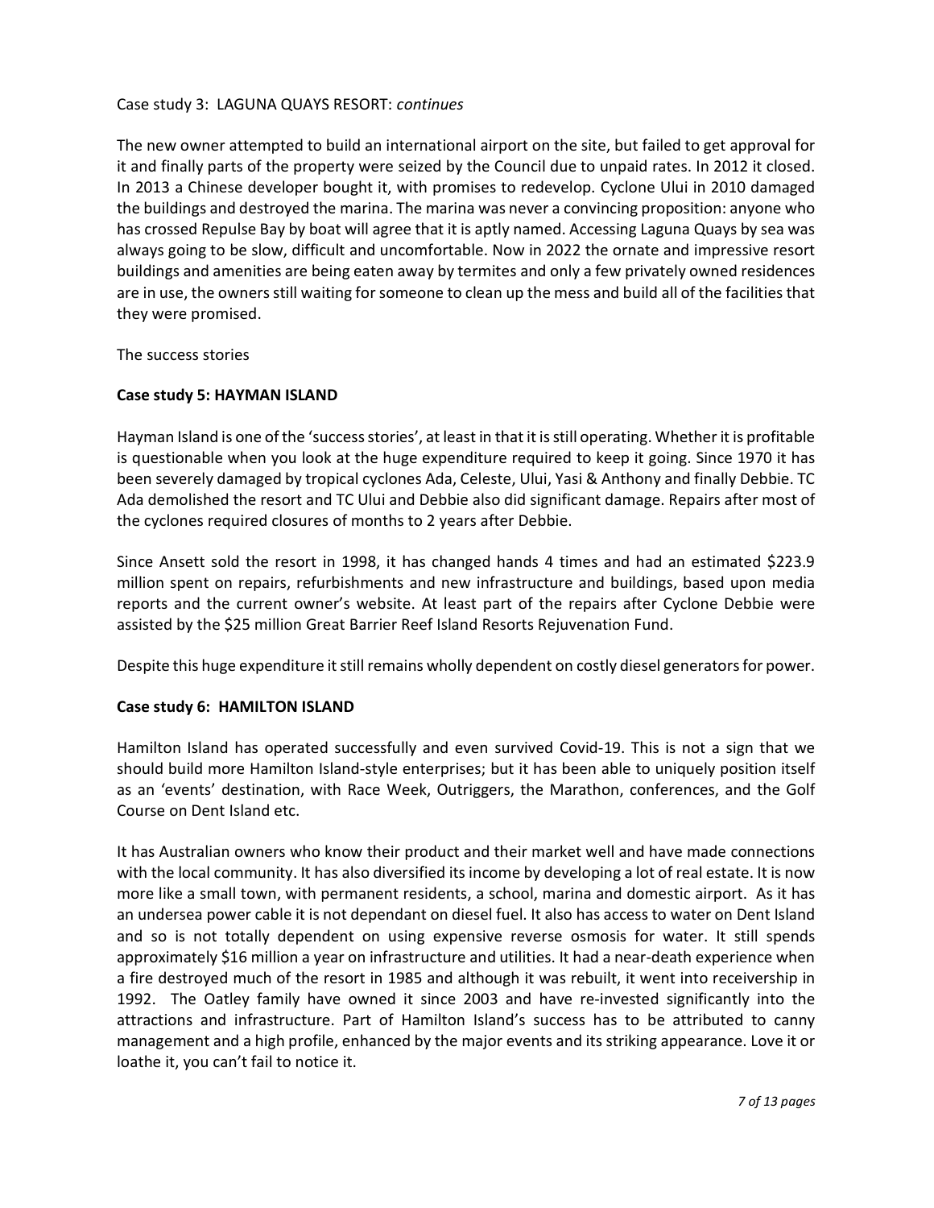Case study 3: LAGUNA QUAYS RESORT: *continues*

The new owner attempted to build an international airport on the site, but failed to get approval for it and finally parts of the property were seized by the Council due to unpaid rates. In 2012 it closed. In 2013 a Chinese developer bought it, with promises to redevelop. Cyclone Ului in 2010 damaged the buildings and destroyed the marina. The marina was never a convincing proposition: anyone who has crossed Repulse Bay by boat will agree that it is aptly named. Accessing Laguna Quays by sea was always going to be slow, difficult and uncomfortable. Now in 2022 the ornate and impressive resort buildings and amenities are being eaten away by termites and only a few privately owned residences are in use, the owners still waiting for someone to clean up the mess and build all of the facilities that they were promised.

The success stories

**Case study 5: HAYMAN ISLAND**

Hayman Island is one of the 'success stories', at least in that it is still operating. Whether it is profitable is questionable when you look at the huge expenditure required to keep it going. Since 1970 it has been severely damaged by tropical cyclones Ada, Celeste, Ului, Yasi & Anthony and finally Debbie. TC Ada demolished the resort and TC Ului and Debbie also did significant damage. Repairs after most of the cyclones required closures of months to 2 years after Debbie.

Since Ansett sold the resort in 1998, it has changed hands 4 times and had an estimated $223.9 million spent on repairs, refurbishments and new infrastructure and buildings, based upon media reports and the current owner's website. At least part of the repairs after Cyclone Debbie were assisted by the $25 million Great Barrier Reef Island Resorts Rejuvenation Fund.

Despite this huge expenditure it still remains wholly dependent on costly diesel generators for power.

**Case study 6: HAMILTON ISLAND**

Hamilton Island has operated successfully and even survived Covid-19. This is not a sign that we should build more Hamilton Island-style enterprises; but it has been able to uniquely position itself as an 'events' destination, with Race Week, Outriggers, the Marathon, conferences, and the Golf Course on Dent Island etc.

It has Australian owners who know their product and their market well and have made connections with the local community. It has also diversified its income by developing a lot of real estate. It is now more like a small town, with permanent residents, a school, marina and domestic airport. As it has an undersea power cable it is not dependant on diesel fuel. It also has access to water on Dent Island and so is not totally dependent on using expensive reverse osmosis for water. It still spends approximately $16 million a year on infrastructure and utilities. It had a near-death experience when a fire destroyed much of the resort in 1985 and although it was rebuilt, it went into receivership in 1992. The Oatley family have owned it since 2003 and have re-invested significantly into the attractions and infrastructure. Part of Hamilton Island's success has to be attributed to canny management and a high profile, enhanced by the major events and its striking appearance. Love it or loathe it, you can't fail to notice it.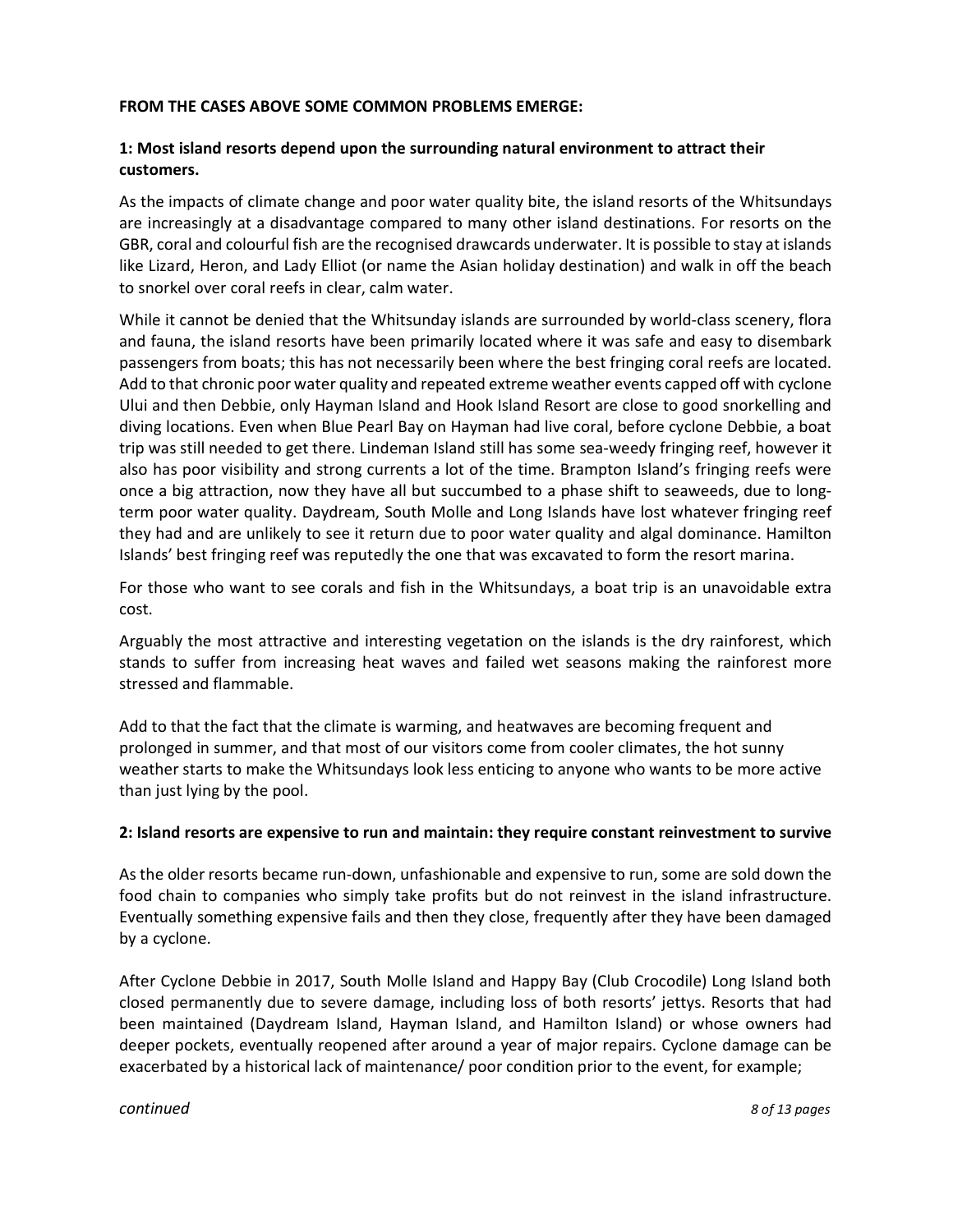**FROM THE CASES ABOVE SOME COMMON PROBLEMS EMERGE:**

**1: Most island resorts depend upon the surrounding natural environment to attract their customers.**

As the impacts of climate change and poor water quality bite, the island resorts of the Whitsundays are increasingly at a disadvantage compared to many other island destinations. For resorts on the GBR, coral and colourful fish are the recognised drawcards underwater. It is possible to stay at islands like Lizard, Heron, and Lady Elliot (or name the Asian holiday destination) and walk in off the beach to snorkel over coral reefs in clear, calm water.

While it cannot be denied that the Whitsunday islands are surrounded by world-class scenery, flora and fauna, the island resorts have been primarily located where it was safe and easy to disembark passengers from boats; this has not necessarily been where the best fringing coral reefs are located. Add to that chronic poor water quality and repeated extreme weather events capped off with cyclone Ului and then Debbie, only Hayman Island and Hook Island Resort are close to good snorkelling and diving locations. Even when Blue Pearl Bay on Hayman had live coral, before cyclone Debbie, a boat trip was still needed to get there. Lindeman Island still has some sea-weedy fringing reef, however it also has poor visibility and strong currents a lot of the time. Brampton Island's fringing reefs were once a big attraction, now they have all but succumbed to a phase shift to seaweeds, due to long-term poor water quality. Daydream, South Molle and Long Islands have lost whatever fringing reef they had and are unlikely to see it return due to poor water quality and algal dominance. Hamilton Islands' best fringing reef was reputedly the one that was excavated to form the resort marina.

For those who want to see corals and fish in the Whitsundays, a boat trip is an unavoidable extra cost.

Arguably the most attractive and interesting vegetation on the islands is the dry rainforest, which stands to suffer from increasing heat waves and failed wet seasons making the rainforest more stressed and flammable.

Add to that the fact that the climate is warming, and heatwaves are becoming frequent and prolonged in summer, and that most of our visitors come from cooler climates, the hot sunny weather starts to make the Whitsundays look less enticing to anyone who wants to be more active than just lying by the pool.

**2: Island resorts are expensive to run and maintain: they require constant reinvestment to survive**

As the older resorts became run-down, unfashionable and expensive to run, some are sold down the food chain to companies who simply take profits but do not reinvest in the island infrastructure. Eventually something expensive fails and then they close, frequently after they have been damaged by a cyclone.

After Cyclone Debbie in 2017, South Molle Island and Happy Bay (Club Crocodile) Long Island both closed permanently due to severe damage, including loss of both resorts' jettys. Resorts that had been maintained (Daydream Island, Hayman Island, and Hamilton Island) or whose owners had deeper pockets, eventually reopened after around a year of major repairs. Cyclone damage can be exacerbated by a historical lack of maintenance/ poor condition prior to the event, for example;

*continued*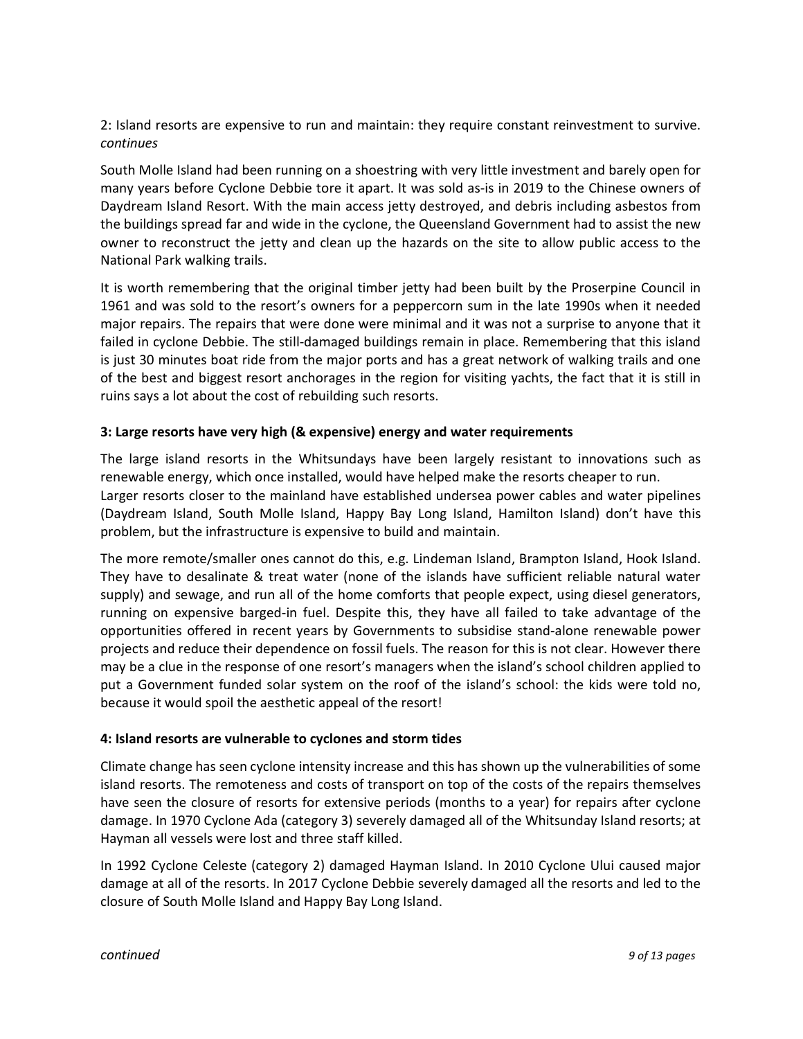2: Island resorts are expensive to run and maintain: they require constant reinvestment to survive. *continues*

South Molle Island had been running on a shoestring with very little investment and barely open for many years before Cyclone Debbie tore it apart. It was sold as-is in 2019 to the Chinese owners of Daydream Island Resort. With the main access jetty destroyed, and debris including asbestos from the buildings spread far and wide in the cyclone, the Queensland Government had to assist the new owner to reconstruct the jetty and clean up the hazards on the site to allow public access to the National Park walking trails.

It is worth remembering that the original timber jetty had been built by the Proserpine Council in 1961 and was sold to the resort's owners for a peppercorn sum in the late 1990s when it needed major repairs. The repairs that were done were minimal and it was not a surprise to anyone that it failed in cyclone Debbie. The still-damaged buildings remain in place. Remembering that this island is just 30 minutes boat ride from the major ports and has a great network of walking trails and one of the best and biggest resort anchorages in the region for visiting yachts, the fact that it is still in ruins says a lot about the cost of rebuilding such resorts.

### 3: Large resorts have very high (& expensive) energy and water requirements

The large island resorts in the Whitsundays have been largely resistant to innovations such as renewable energy, which once installed, would have helped make the resorts cheaper to run.
Larger resorts closer to the mainland have established undersea power cables and water pipelines (Daydream Island, South Molle Island, Happy Bay Long Island, Hamilton Island) don't have this problem, but the infrastructure is expensive to build and maintain.

The more remote/smaller ones cannot do this, e.g. Lindeman Island, Brampton Island, Hook Island. They have to desalinate & treat water (none of the islands have sufficient reliable natural water supply) and sewage, and run all of the home comforts that people expect, using diesel generators, running on expensive barged-in fuel. Despite this, they have all failed to take advantage of the opportunities offered in recent years by Governments to subsidise stand-alone renewable power projects and reduce their dependence on fossil fuels. The reason for this is not clear. However there may be a clue in the response of one resort's managers when the island's school children applied to put a Government funded solar system on the roof of the island's school: the kids were told no, because it would spoil the aesthetic appeal of the resort!

### 4: Island resorts are vulnerable to cyclones and storm tides

Climate change has seen cyclone intensity increase and this has shown up the vulnerabilities of some island resorts. The remoteness and costs of transport on top of the costs of the repairs themselves have seen the closure of resorts for extensive periods (months to a year) for repairs after cyclone damage. In 1970 Cyclone Ada (category 3) severely damaged all of the Whitsunday Island resorts; at Hayman all vessels were lost and three staff killed.

In 1992 Cyclone Celeste (category 2) damaged Hayman Island. In 2010 Cyclone Ului caused major damage at all of the resorts. In 2017 Cyclone Debbie severely damaged all the resorts and led to the closure of South Molle Island and Happy Bay Long Island.

*continued*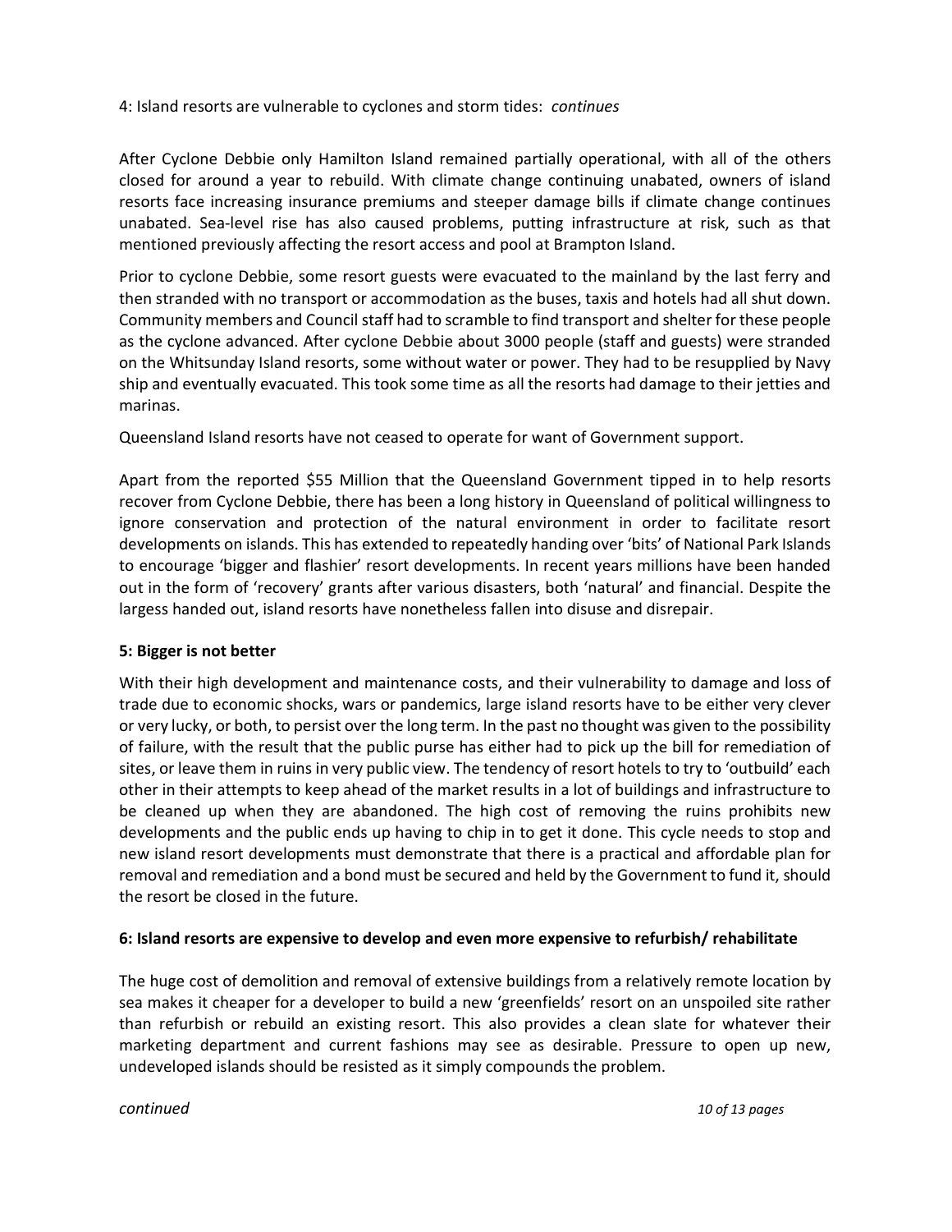4: Island resorts are vulnerable to cyclones and storm tides: *continues*

After Cyclone Debbie only Hamilton Island remained partially operational, with all of the others closed for around a year to rebuild. With climate change continuing unabated, owners of island resorts face increasing insurance premiums and steeper damage bills if climate change continues unabated. Sea-level rise has also caused problems, putting infrastructure at risk, such as that mentioned previously affecting the resort access and pool at Brampton Island.

Prior to cyclone Debbie, some resort guests were evacuated to the mainland by the last ferry and then stranded with no transport or accommodation as the buses, taxis and hotels had all shut down. Community members and Council staff had to scramble to find transport and shelter for these people as the cyclone advanced. After cyclone Debbie about 3000 people (staff and guests) were stranded on the Whitsunday Island resorts, some without water or power. They had to be resupplied by Navy ship and eventually evacuated. This took some time as all the resorts had damage to their jetties and marinas.

Queensland Island resorts have not ceased to operate for want of Government support.

Apart from the reported $55 Million that the Queensland Government tipped in to help resorts recover from Cyclone Debbie, there has been a long history in Queensland of political willingness to ignore conservation and protection of the natural environment in order to facilitate resort developments on islands. This has extended to repeatedly handing over 'bits' of National Park Islands to encourage 'bigger and flashier' resort developments. In recent years millions have been handed out in the form of 'recovery' grants after various disasters, both 'natural' and financial. Despite the largess handed out, island resorts have nonetheless fallen into disuse and disrepair.

**5: Bigger is not better**

With their high development and maintenance costs, and their vulnerability to damage and loss of trade due to economic shocks, wars or pandemics, large island resorts have to be either very clever or very lucky, or both, to persist over the long term. In the past no thought was given to the possibility of failure, with the result that the public purse has either had to pick up the bill for remediation of sites, or leave them in ruins in very public view. The tendency of resort hotels to try to 'outbuild' each other in their attempts to keep ahead of the market results in a lot of buildings and infrastructure to be cleaned up when they are abandoned. The high cost of removing the ruins prohibits new developments and the public ends up having to chip in to get it done. This cycle needs to stop and new island resort developments must demonstrate that there is a practical and affordable plan for removal and remediation and a bond must be secured and held by the Government to fund it, should the resort be closed in the future.

**6: Island resorts are expensive to develop and even more expensive to refurbish/ rehabilitate**

The huge cost of demolition and removal of extensive buildings from a relatively remote location by sea makes it cheaper for a developer to build a new 'greenfields' resort on an unspoiled site rather than refurbish or rebuild an existing resort. This also provides a clean slate for whatever their marketing department and current fashions may see as desirable. Pressure to open up new, undeveloped islands should be resisted as it simply compounds the problem.

*continued*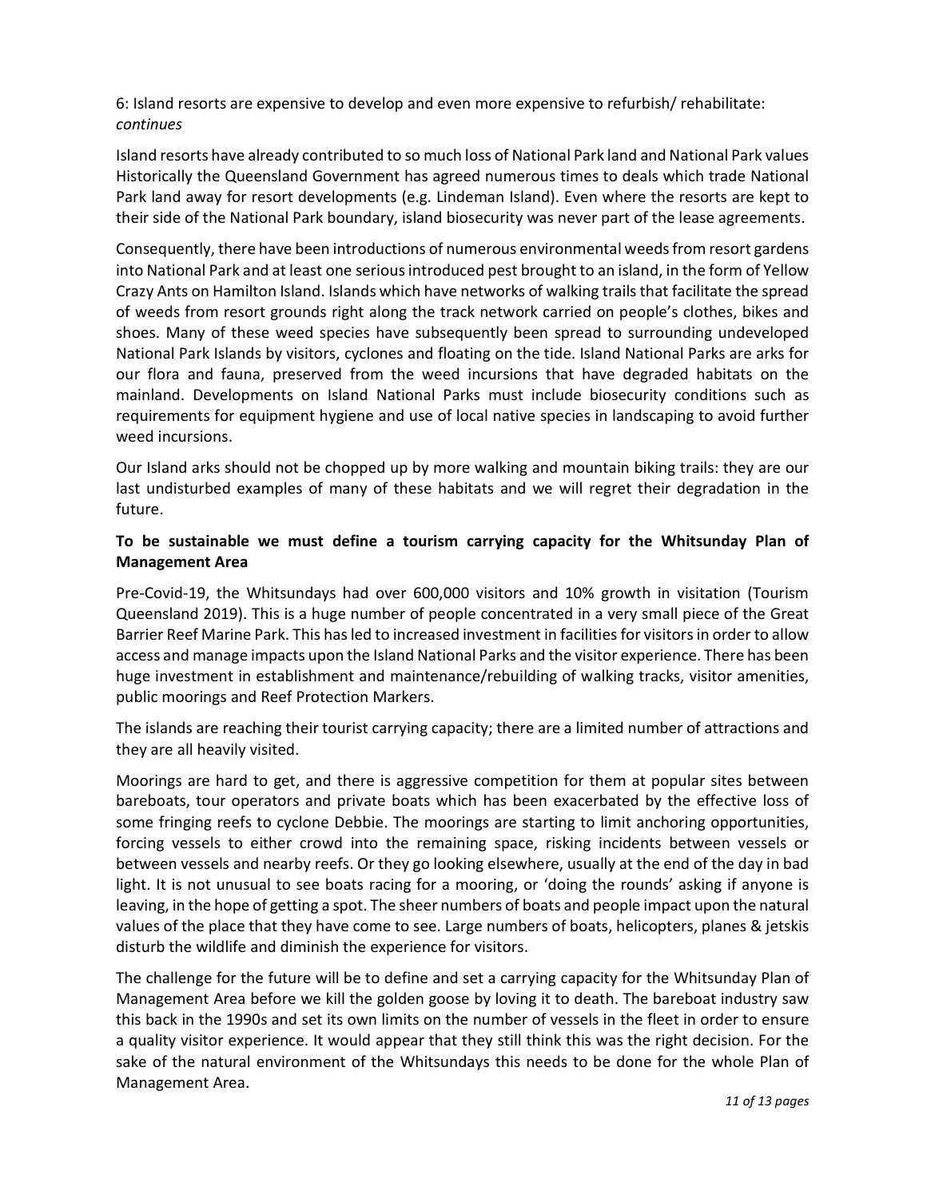6: Island resorts are expensive to develop and even more expensive to refurbish/ rehabilitate: *continues*

Island resorts have already contributed to so much loss of National Park land and National Park values Historically the Queensland Government has agreed numerous times to deals which trade National Park land away for resort developments (e.g. Lindeman Island). Even where the resorts are kept to their side of the National Park boundary, island biosecurity was never part of the lease agreements.

Consequently, there have been introductions of numerous environmental weeds from resort gardens into National Park and at least one serious introduced pest brought to an island, in the form of Yellow Crazy Ants on Hamilton Island. Islands which have networks of walking trails that facilitate the spread of weeds from resort grounds right along the track network carried on people's clothes, bikes and shoes. Many of these weed species have subsequently been spread to surrounding undeveloped National Park Islands by visitors, cyclones and floating on the tide. Island National Parks are arks for our flora and fauna, preserved from the weed incursions that have degraded habitats on the mainland. Developments on Island National Parks must include biosecurity conditions such as requirements for equipment hygiene and use of local native species in landscaping to avoid further weed incursions.

Our Island arks should not be chopped up by more walking and mountain biking trails: they are our last undisturbed examples of many of these habitats and we will regret their degradation in the future.

**To be sustainable we must define a tourism carrying capacity for the Whitsunday Plan of Management Area**

Pre-Covid-19, the Whitsundays had over 600,000 visitors and 10% growth in visitation (Tourism Queensland 2019). This is a huge number of people concentrated in a very small piece of the Great Barrier Reef Marine Park. This has led to increased investment in facilities for visitors in order to allow access and manage impacts upon the Island National Parks and the visitor experience. There has been huge investment in establishment and maintenance/rebuilding of walking tracks, visitor amenities, public moorings and Reef Protection Markers.

The islands are reaching their tourist carrying capacity; there are a limited number of attractions and they are all heavily visited.

Moorings are hard to get, and there is aggressive competition for them at popular sites between bareboats, tour operators and private boats which has been exacerbated by the effective loss of some fringing reefs to cyclone Debbie. The moorings are starting to limit anchoring opportunities, forcing vessels to either crowd into the remaining space, risking incidents between vessels or between vessels and nearby reefs. Or they go looking elsewhere, usually at the end of the day in bad light. It is not unusual to see boats racing for a mooring, or 'doing the rounds' asking if anyone is leaving, in the hope of getting a spot. The sheer numbers of boats and people impact upon the natural values of the place that they have come to see. Large numbers of boats, helicopters, planes & jetskis disturb the wildlife and diminish the experience for visitors.

The challenge for the future will be to define and set a carrying capacity for the Whitsunday Plan of Management Area before we kill the golden goose by loving it to death. The bareboat industry saw this back in the 1990s and set its own limits on the number of vessels in the fleet in order to ensure a quality visitor experience. It would appear that they still think this was the right decision. For the sake of the natural environment of the Whitsundays this needs to be done for the whole Plan of Management Area.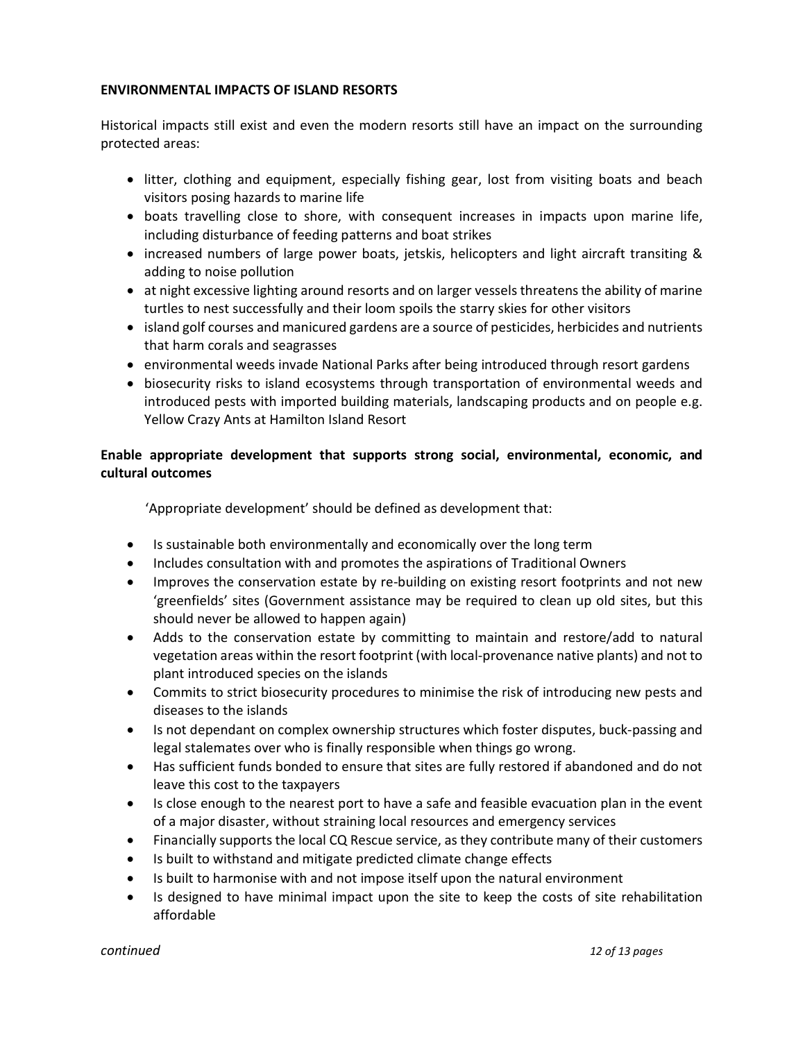**ENVIRONMENTAL IMPACTS OF ISLAND RESORTS**

Historical impacts still exist and even the modern resorts still have an impact on the surrounding protected areas:

- litter, clothing and equipment, especially fishing gear, lost from visiting boats and beach visitors posing hazards to marine life
- boats travelling close to shore, with consequent increases in impacts upon marine life, including disturbance of feeding patterns and boat strikes
- increased numbers of large power boats, jetskis, helicopters and light aircraft transiting & adding to noise pollution
- at night excessive lighting around resorts and on larger vessels threatens the ability of marine turtles to nest successfully and their loom spoils the starry skies for other visitors
- island golf courses and manicured gardens are a source of pesticides, herbicides and nutrients that harm corals and seagrasses
- environmental weeds invade National Parks after being introduced through resort gardens
- biosecurity risks to island ecosystems through transportation of environmental weeds and introduced pests with imported building materials, landscaping products and on people e.g. Yellow Crazy Ants at Hamilton Island Resort

**Enable appropriate development that supports strong social, environmental, economic, and cultural outcomes**

'Appropriate development' should be defined as development that:

- Is sustainable both environmentally and economically over the long term
- Includes consultation with and promotes the aspirations of Traditional Owners
- Improves the conservation estate by re-building on existing resort footprints and not new 'greenfields' sites (Government assistance may be required to clean up old sites, but this should never be allowed to happen again)
- Adds to the conservation estate by committing to maintain and restore/add to natural vegetation areas within the resort footprint (with local-provenance native plants) and not to plant introduced species on the islands
- Commits to strict biosecurity procedures to minimise the risk of introducing new pests and diseases to the islands
- Is not dependant on complex ownership structures which foster disputes, buck-passing and legal stalemates over who is finally responsible when things go wrong.
- Has sufficient funds bonded to ensure that sites are fully restored if abandoned and do not leave this cost to the taxpayers
- Is close enough to the nearest port to have a safe and feasible evacuation plan in the event of a major disaster, without straining local resources and emergency services
- Financially supports the local CQ Rescue service, as they contribute many of their customers
- Is built to withstand and mitigate predicted climate change effects
- Is built to harmonise with and not impose itself upon the natural environment
- Is designed to have minimal impact upon the site to keep the costs of site rehabilitation affordable

*continued*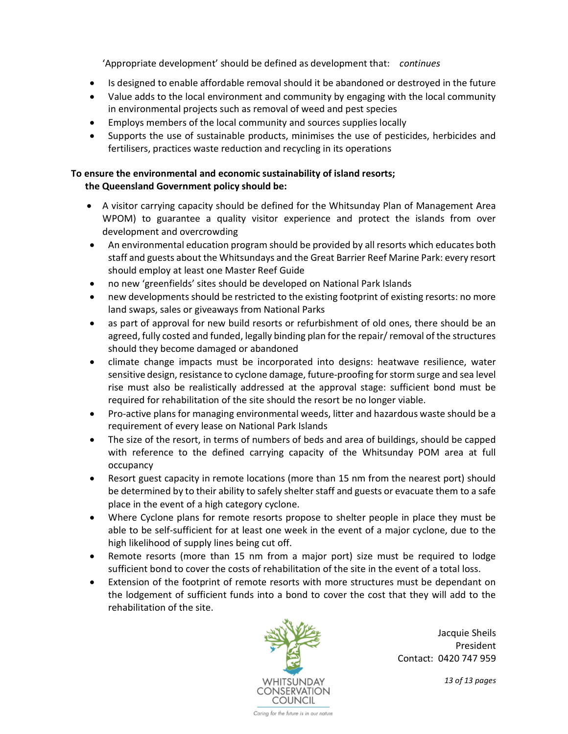'Appropriate development' should be defined as development that: *continues*

- Is designed to enable affordable removal should it be abandoned or destroyed in the future
- Value adds to the local environment and community by engaging with the local community in environmental projects such as removal of weed and pest species
- Employs members of the local community and sources supplies locally
- Supports the use of sustainable products, minimises the use of pesticides, herbicides and fertilisers, practices waste reduction and recycling in its operations

**To ensure the environmental and economic sustainability of island resorts; the Queensland Government policy should be:**

- A visitor carrying capacity should be defined for the Whitsunday Plan of Management Area WPOM) to guarantee a quality visitor experience and protect the islands from over development and overcrowding
- An environmental education program should be provided by all resorts which educates both staff and guests about the Whitsundays and the Great Barrier Reef Marine Park: every resort should employ at least one Master Reef Guide
- no new 'greenfields' sites should be developed on National Park Islands
- new developments should be restricted to the existing footprint of existing resorts: no more land swaps, sales or giveaways from National Parks
- as part of approval for new build resorts or refurbishment of old ones, there should be an agreed, fully costed and funded, legally binding plan for the repair/ removal of the structures should they become damaged or abandoned
- climate change impacts must be incorporated into designs: heatwave resilience, water sensitive design, resistance to cyclone damage, future-proofing for storm surge and sea level rise must also be realistically addressed at the approval stage: sufficient bond must be required for rehabilitation of the site should the resort be no longer viable.
- Pro-active plans for managing environmental weeds, litter and hazardous waste should be a requirement of every lease on National Park Islands
- The size of the resort, in terms of numbers of beds and area of buildings, should be capped with reference to the defined carrying capacity of the Whitsunday POM area at full occupancy
- Resort guest capacity in remote locations (more than 15 nm from the nearest port) should be determined by to their ability to safely shelter staff and guests or evacuate them to a safe place in the event of a high category cyclone.
- Where Cyclone plans for remote resorts propose to shelter people in place they must be able to be self-sufficient for at least one week in the event of a major cyclone, due to the high likelihood of supply lines being cut off.
- Remote resorts (more than 15 nm from a major port) size must be required to lodge sufficient bond to cover the costs of rehabilitation of the site in the event of a total loss.
- Extension of the footprint of remote resorts with more structures must be dependant on the lodgement of sufficient funds into a bond to cover the cost that they will add to the rehabilitation of the site.

WHITSUNDAY CONSERVATION COUNCIL

*Caring for the future is in our nature*

Jacquie Sheils
President
Contact: 0420 747 959